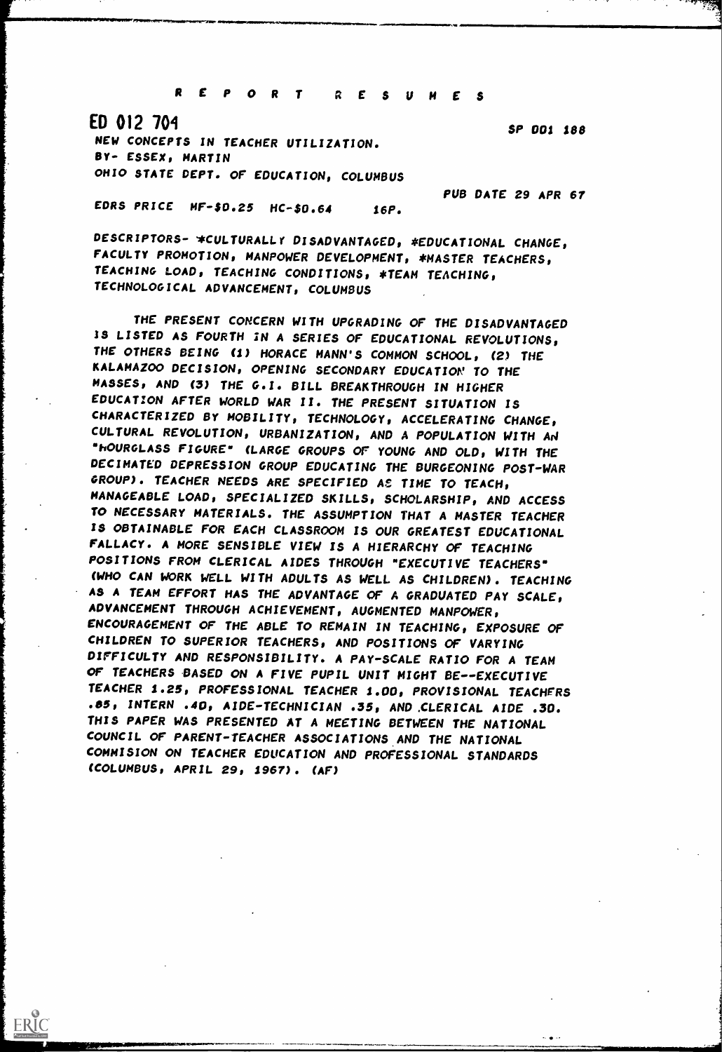R E P O R T R E S U M E S

ED 012 704 SP 001 188

NEW CONCEPTS IN TEACHER UTILIZATION.
BY- ESSEX, MARTIN
OHIO STATE DEPT. OF EDUCATION, COLUMBUS

PUB DATE 29 APR 67

EDRS PRICE MF-$0.25 HC-$0.64 16P.

DESCRIPTORS- *CULTURALLY DISADVANTAGED, *EDUCATIONAL CHANGE, FACULTY PROMOTION, MANPOWER DEVELOPMENT, *MASTER TEACHERS, TEACHING LOAD, TEACHING CONDITIONS, *TEAM TEACHING, TECHNOLOGICAL ADVANCEMENT, COLUMBUS

THE PRESENT CONCERN WITH UPGRADING OF THE DISADVANTAGED IS LISTED AS FOURTH IN A SERIES OF EDUCATIONAL REVOLUTIONS, THE OTHERS BEING (1) HORACE MANN'S COMMON SCHOOL, (2) THE KALAMAZOO DECISION, OPENING SECONDARY EDUCATION TO THE MASSES, AND (3) THE G.I. BILL BREAKTHROUGH IN HIGHER EDUCATION AFTER WORLD WAR II. THE PRESENT SITUATION IS CHARACTERIZED BY MOBILITY, TECHNOLOGY, ACCELERATING CHANGE, CULTURAL REVOLUTION, URBANIZATION, AND A POPULATION WITH AN "HOURGLASS FIGURE" (LARGE GROUPS OF YOUNG AND OLD, WITH THE DECIMATED DEPRESSION GROUP EDUCATING THE BURGEONING POST-WAR GROUP). TEACHER NEEDS ARE SPECIFIED AS TIME TO TEACH, MANAGEABLE LOAD, SPECIALIZED SKILLS, SCHOLARSHIP, AND ACCESS TO NECESSARY MATERIALS. THE ASSUMPTION THAT A MASTER TEACHER IS OBTAINABLE FOR EACH CLASSROOM IS OUR GREATEST EDUCATIONAL FALLACY. A MORE SENSIBLE VIEW IS A HIERARCHY OF TEACHING POSITIONS FROM CLERICAL AIDES THROUGH "EXECUTIVE TEACHERS" (WHO CAN WORK WELL WITH ADULTS AS WELL AS CHILDREN). TEACHING AS A TEAM EFFORT HAS THE ADVANTAGE OF A GRADUATED PAY SCALE, ADVANCEMENT THROUGH ACHIEVEMENT, AUGMENTED MANPOWER, ENCOURAGEMENT OF THE ABLE TO REMAIN IN TEACHING, EXPOSURE OF CHILDREN TO SUPERIOR TEACHERS, AND POSITIONS OF VARYING DIFFICULTY AND RESPONSIBILITY. A PAY-SCALE RATIO FOR A TEAM OF TEACHERS BASED ON A FIVE PUPIL UNIT MIGHT BE--EXECUTIVE TEACHER 1.25, PROFESSIONAL TEACHER 1.00, PROVISIONAL TEACHERS .85, INTERN .40, AIDE-TECHNICIAN .35, AND CLERICAL AIDE .30. THIS PAPER WAS PRESENTED AT A MEETING BETWEEN THE NATIONAL COUNCIL OF PARENT-TEACHER ASSOCIATIONS AND THE NATIONAL COMMISION ON TEACHER EDUCATION AND PROFESSIONAL STANDARDS (COLUMBUS, APRIL 29, 1967). (AF)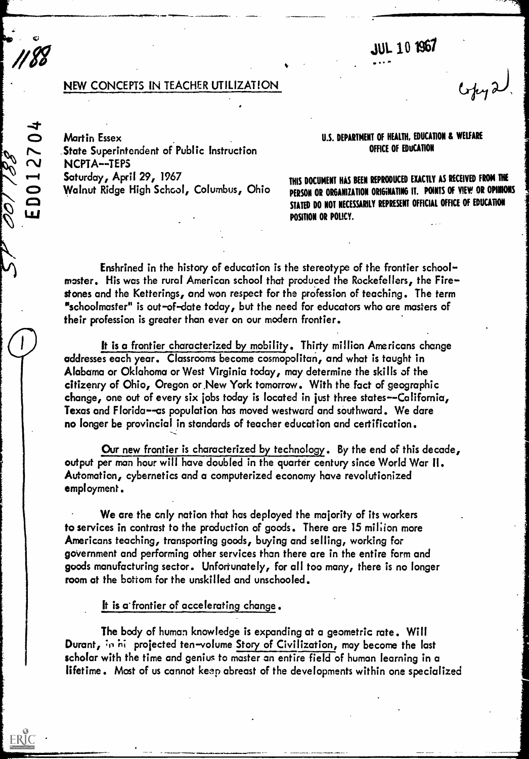## NEW CONCEPTS IN TEACHER UTILIZATION

Martin Essex
State Superintendent of Public Instruction
NCPTA--TEPS
Saturday, April 29, 1967
Walnut Ridge High School, Columbus, Ohio

U.S. DEPARTMENT OF HEALTH, EDUCATION & WELFARE
OFFICE OF EDUCATION

THIS DOCUMENT HAS BEEN REPRODUCED EXACTLY AS RECEIVED FROM THE PERSON OR ORGANIZATION ORIGINATING IT. POINTS OF VIEW OR OPINIONS STATED DO NOT NECESSARILY REPRESENT OFFICIAL OFFICE OF EDUCATION POSITION OR POLICY.

Enshrined in the history of education is the stereotype of the frontier schoolmaster. His was the rural American school that produced the Rockefellers, the Firestones and the Ketterings, and won respect for the profession of teaching. The term "schoolmaster" is out-of-date today, but the need for educators who are masters of their profession is greater than ever on our modern frontier.

It is a frontier characterized by mobility. Thirty million Americans change addresses each year. Classrooms become cosmopolitan, and what is taught in Alabama or Oklahoma or West Virginia today, may determine the skills of the citizenry of Ohio, Oregon or New York tomorrow. With the fact of geographic change, one out of every six jobs today is located in just three states--California, Texas and Florida--as population has moved westward and southward. We dare no longer be provincial in standards of teacher education and certification.

Our new frontier is characterized by technology. By the end of this decade, output per man hour will have doubled in the quarter century since World War II. Automation, cybernetics and a computerized economy have revolutionized employment.

We are the only nation that has deployed the majority of its workers to services in contrast to the production of goods. There are 15 million more Americans teaching, transporting goods, buying and selling, working for government and performing other services than there are in the entire farm and goods manufacturing sector. Unfortunately, for all too many, there is no longer room at the bottom for the unskilled and unschooled.

It is a frontier of accelerating change.

The body of human knowledge is expanding at a geometric rate. Will Durant, in his projected ten-volume Story of Civilization, may become the last scholar with the time and genius to master an entire field of human learning in a lifetime. Most of us cannot keep abreast of the developments within one specialized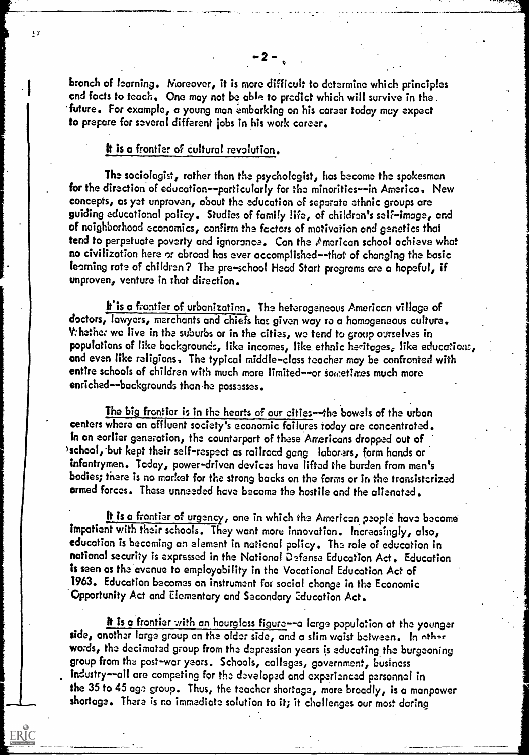branch of learning. Moreover, it is more difficult to determine which principles and facts to teach. One may not be able to predict which will survive in the future. For example, a young man embarking on his career today may expect to prepare for several different jobs in his work career.

It is a frontier of cultural revolution.

The sociologist, rather than the psychologist, has become the spokesman for the direction of education--particularly for the minorities--in America. New concepts, as yet unproven, about the education of separate ethnic groups are guiding educational policy. Studies of family life, of children's self-image, and of neighborhood economics, confirm the factors of motivation and genetics that tend to perpetuate poverty and ignorance. Can the American school achieve what no civilization here or abroad has ever accomplished--that of changing the basic learning rate of children? The pre-school Head Start programs are a hopeful, if unproven, venture in that direction.

It is a frontier of urbanization. The heterogeneous American village of doctors, lawyers, merchants and chiefs has given way to a homogeneous culture. Whether we live in the suburbs or in the cities, we tend to group ourselves in populations of like backgrounds, like incomes, like ethnic heritages, like educations, and even like religions. The typical middle-class teacher may be confronted with entire schools of children with much more limited--or sometimes much more enriched--backgrounds than he possesses.

The big frontier is in the hearts of our cities--the bowels of the urban centers where an affluent society's economic failures today are concentrated. In an earlier generation, the counterpart of these Americans dropped out of school, but kept their self-respect as railroad gang laborers, farm hands or infantrymen. Today, power-driven devices have lifted the burden from men's bodies; there is no market for the strong backs on the farms or in the transistorized armed forces. These unneeded have become the hostile and the alienated.

It is a frontier of urgency, one in which the American people have become impatient with their schools. They want more innovation. Increasingly, also, education is becoming an element in national policy. The role of education in national security is expressed in the National Defense Education Act. Education is seen as the avenue to employability in the Vocational Education Act of 1963. Education becomes an instrument for social change in the Economic Opportunity Act and Elementary and Secondary Education Act.

It is a frontier with an hourglass figure--a large population at the younger side, another large group on the older side, and a slim waist between. In other words, the decimated group from the depression years is educating the burgeoning group from the post-war years. Schools, colleges, government, business industry--all are competing for the developed and experienced personnel in the 35 to 45 age group. Thus, the teacher shortage, more broadly, is a manpower shortage. There is no immediate solution to it; it challenges our most daring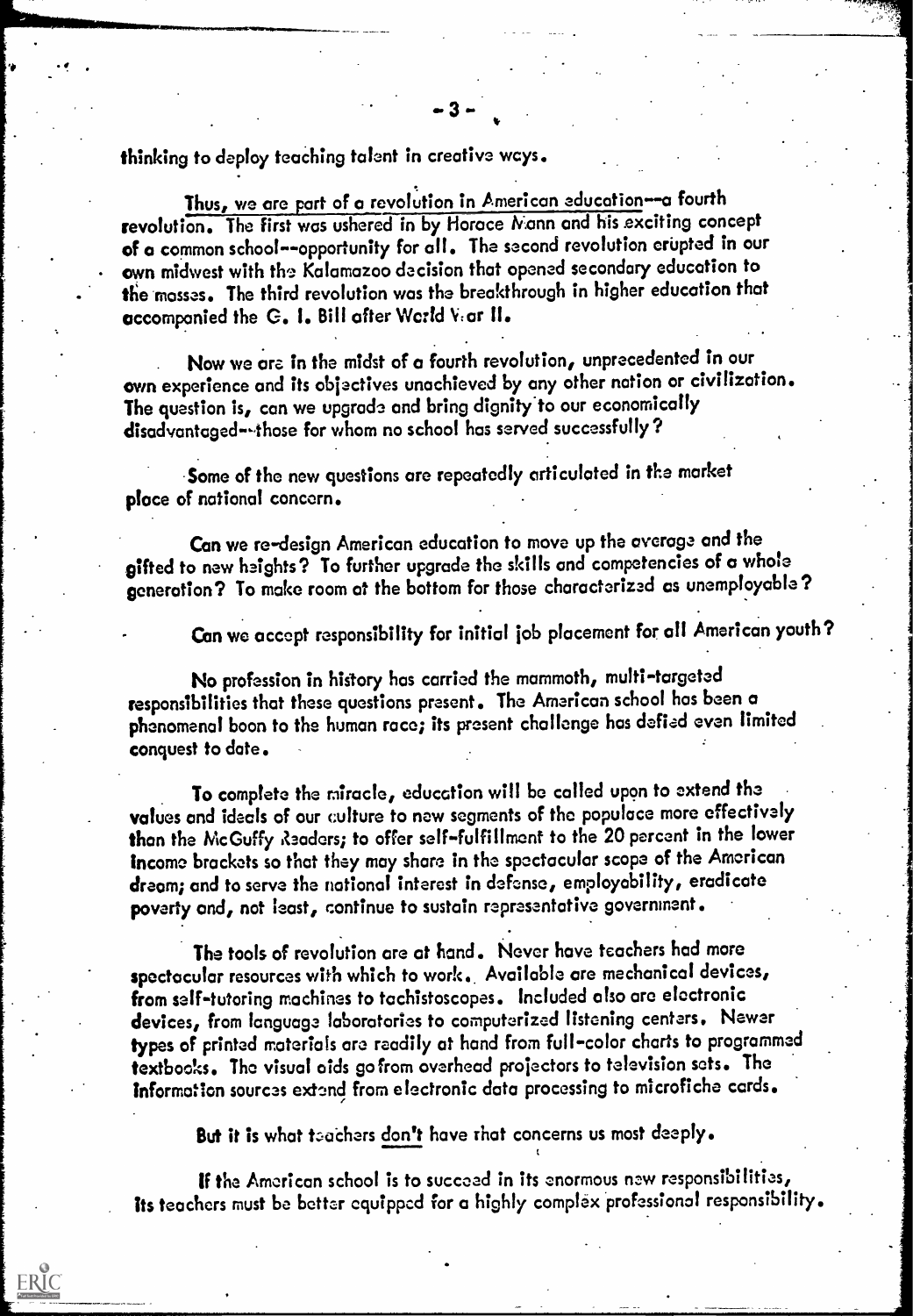thinking to deploy teaching talent in creative ways.

Thus, we are part of a revolution in American education--a fourth revolution. The first was ushered in by Horace Mann and his exciting concept of a common school--opportunity for all. The second revolution erupted in our own midwest with the Kalamazoo decision that opened secondary education to the masses. The third revolution was the breakthrough in higher education that accompanied the G. I. Bill after World War II.

Now we are in the midst of a fourth revolution, unprecedented in our own experience and its objectives unachieved by any other nation or civilization. The question is, can we upgrade and bring dignity to our economically disadvantaged--those for whom no school has served successfully?

Some of the new questions are repeatedly articulated in the market place of national concern.

Can we re-design American education to move up the average and the gifted to new heights? To further upgrade the skills and competencies of a whole generation? To make room at the bottom for those characterized as unemployable?

Can we accept responsibility for initial job placement for all American youth?

No profession in history has carried the mammoth, multi-targeted responsibilities that these questions present. The American school has been a phenomenal boon to the human race; its present challenge has defied even limited conquest to date.

To complete the miracle, education will be called upon to extend the values and ideals of our culture to new segments of the populace more effectively than the McGuffy Readers; to offer self-fulfillment to the 20 percent in the lower income brackets so that they may share in the spectacular scope of the American dream; and to serve the national interest in defense, employability, eradicate poverty and, not least, continue to sustain representative government.

The tools of revolution are at hand. Never have teachers had more spectacular resources with which to work. Available are mechanical devices, from self-tutoring machines to tachistoscopes. Included also are electronic devices, from language laboratories to computerized listening centers. Newer types of printed materials are readily at hand from full-color charts to programmed textbooks. The visual aids go from overhead projectors to television sets. The information sources extend from electronic data processing to microfiche cards.

But it is what teachers <u>don't</u> have that concerns us most deeply.

If the American school is to succeed in its enormous new responsibilities, its teachers must be better equipped for a highly complex professional responsibility.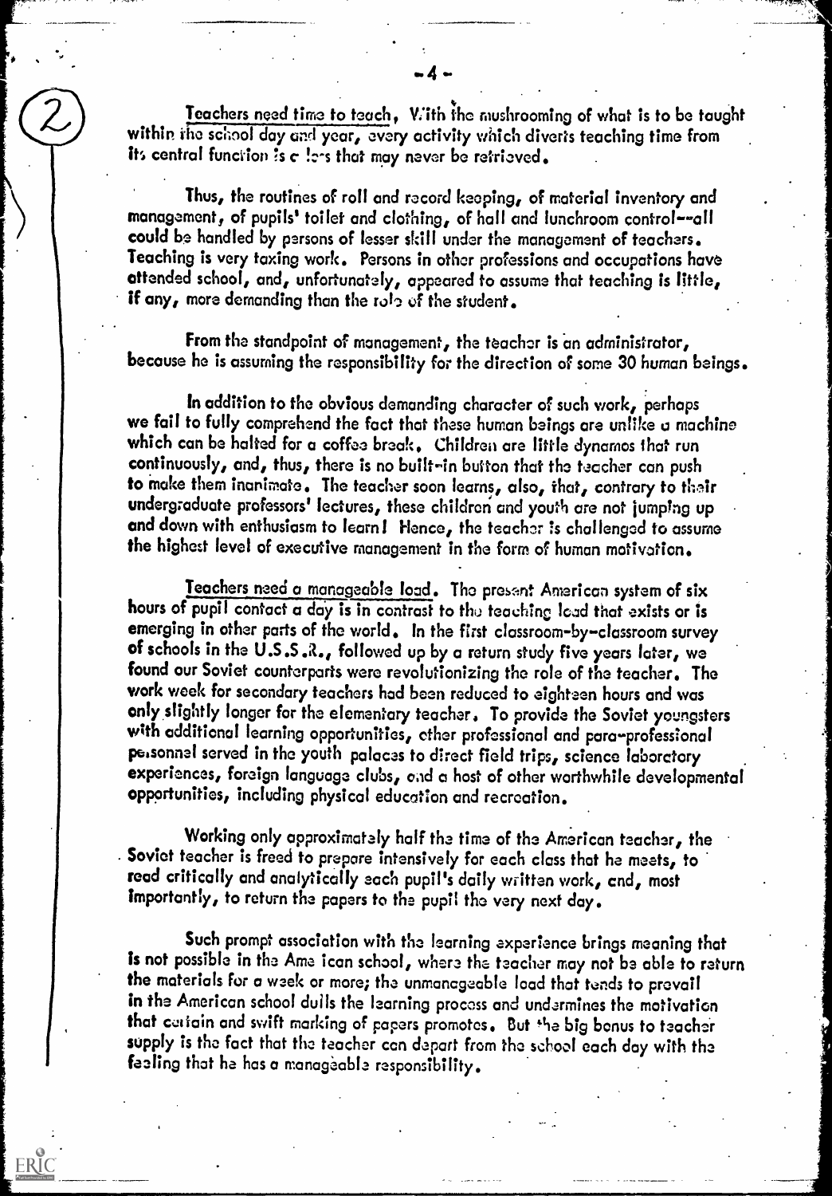Teachers need time to teach. With the mushrooming of what is to be taught within the school day and year, every activity which diverts teaching time from its central function is a loss that may never be retrieved.

Thus, the routines of roll and record keeping, of material inventory and management, of pupils' toilet and clothing, of hall and lunchroom control--all could be handled by persons of lesser skill under the management of teachers. Teaching is very taxing work. Persons in other professions and occupations have attended school, and, unfortunately, appeared to assume that teaching is little, if any, more demanding than the role of the student.

From the standpoint of management, the teacher is an administrator, because he is assuming the responsibility for the direction of some 30 human beings.

In addition to the obvious demanding character of such work, perhaps we fail to fully comprehend the fact that these human beings are unlike a machine which can be halted for a coffee break. Children are little dynamos that run continuously, and, thus, there is no built-in button that the teacher can push to make them inanimate. The teacher soon learns, also, that, contrary to their undergraduate professors' lectures, these children and youth are not jumping up and down with enthusiasm to learn! Hence, the teacher is challenged to assume the highest level of executive management in the form of human motivation.

Teachers need a manageable load. The present American system of six hours of pupil contact a day is in contrast to the teaching load that exists or is emerging in other parts of the world. In the first classroom-by-classroom survey of schools in the U.S.S.R., followed up by a return study five years later, we found our Soviet counterparts were revolutionizing the role of the teacher. The work week for secondary teachers had been reduced to eighteen hours and was only slightly longer for the elementary teacher. To provide the Soviet youngsters with additional learning opportunities, other professional and para-professional personnel served in the youth palaces to direct field trips, science laboratory experiences, foreign language clubs, and a host of other worthwhile developmental opportunities, including physical education and recreation.

Working only approximately half the time of the American teacher, the Soviet teacher is freed to prepare intensively for each class that he meets, to read critically and analytically each pupil's daily written work, and, most importantly, to return the papers to the pupil the very next day.

Such prompt association with the learning experience brings meaning that is not possible in the American school, where the teacher may not be able to return the materials for a week or more; the unmanageable load that tends to prevail in the American school dulls the learning process and undermines the motivation that certain and swift marking of papers promotes. But the big bonus to teacher supply is the fact that the teacher can depart from the school each day with the feeling that he has a manageable responsibility.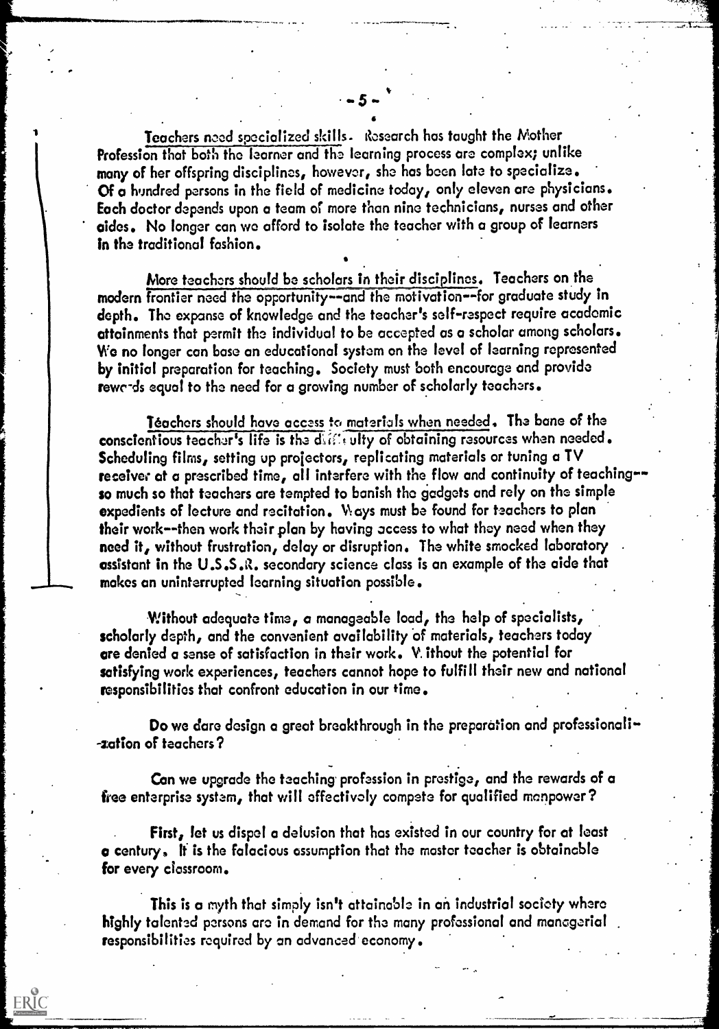Teachers need specialized skills. Research has taught the Mother Profession that both the learner and the learning process are complex; unlike many of her offspring disciplines, however, she has been late to specialize. Of a hundred persons in the field of medicine today, only eleven are physicians. Each doctor depends upon a team of more than nine technicians, nurses and other aides. No longer can we afford to isolate the teacher with a group of learners in the traditional fashion.

More teachers should be scholars in their disciplines. Teachers on the modern frontier need the opportunity--and the motivation--for graduate study in depth. The expanse of knowledge and the teacher's self-respect require academic attainments that permit the individual to be accepted as a scholar among scholars. We no longer can base an educational system on the level of learning represented by initial preparation for teaching. Society must both encourage and provide rewards equal to the need for a growing number of scholarly teachers.

Teachers should have access to materials when needed. The bane of the conscientious teacher's life is the difficulty of obtaining resources when needed. Scheduling films, setting up projectors, replicating materials or tuning a TV receiver at a prescribed time, all interfere with the flow and continuity of teaching--so much so that teachers are tempted to banish the gadgets and rely on the simple expedients of lecture and recitation. Ways must be found for teachers to plan their work--then work their plan by having access to what they need when they need it, without frustration, delay or disruption. The white smocked laboratory assistant in the U.S.S.R. secondary science class is an example of the aide that makes an uninterrupted learning situation possible.

Without adequate time, a manageable load, the help of specialists, scholarly depth, and the convenient availability of materials, teachers today are denied a sense of satisfaction in their work. Without the potential for satisfying work experiences, teachers cannot hope to fulfill their new and national responsibilities that confront education in our time.

Do we dare design a great breakthrough in the preparation and professionalization of teachers?

Can we upgrade the teaching profession in prestige, and the rewards of a free enterprise system, that will effectively compete for qualified manpower?

First, let us dispel a delusion that has existed in our country for at least a century. It is the falacious assumption that the master teacher is obtainable for every classroom.

This is a myth that simply isn't attainable in an industrial society where highly talented persons are in demand for the many professional and managerial responsibilities required by an advanced economy.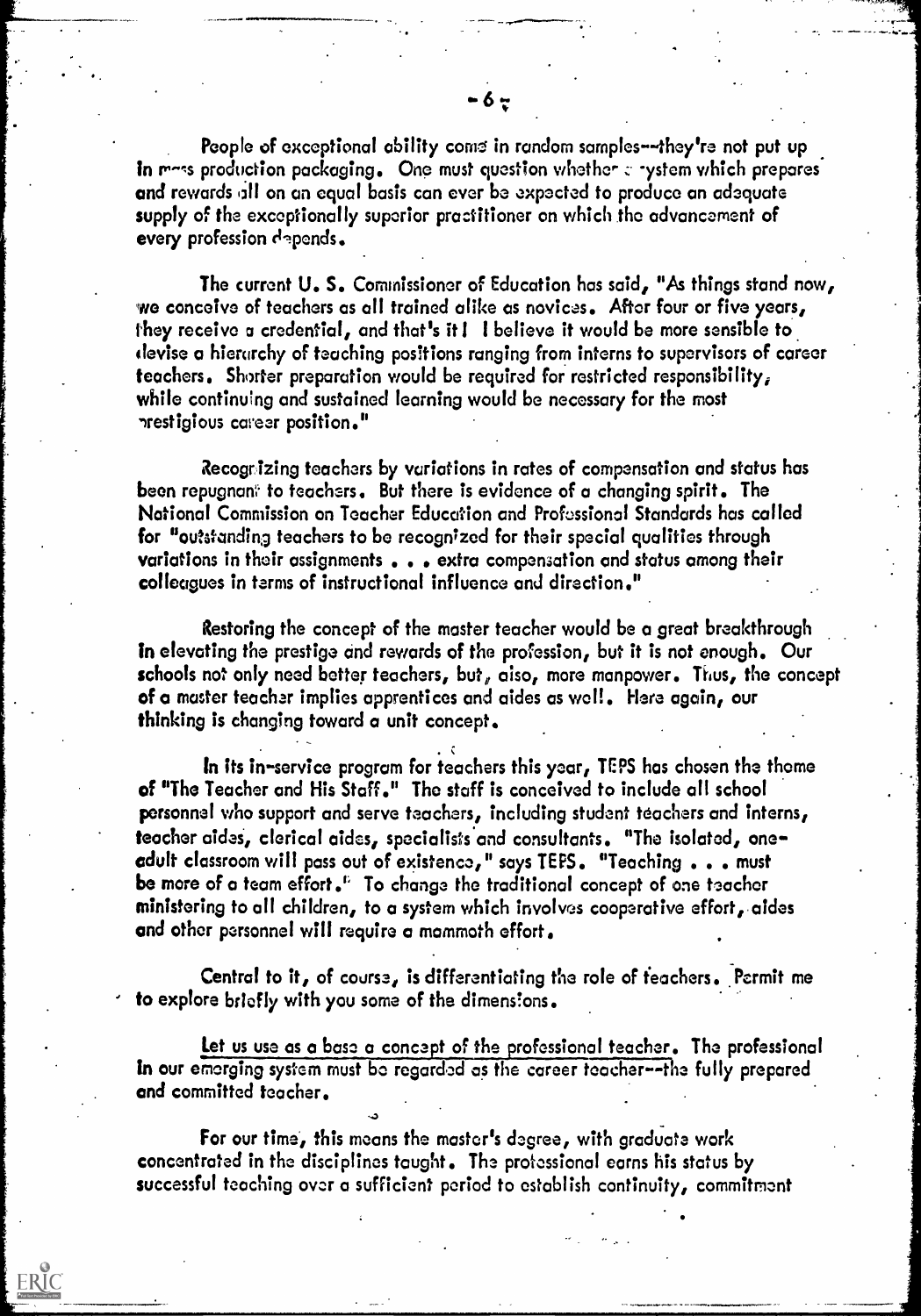People of exceptional ability come in random samples--they're not put up in mass production packaging. One must question whether a system which prepares and rewards all on an equal basis can ever be expected to produce an adequate supply of the exceptionally superior practitioner on which the advancement of every profession depends.

The current U. S. Commissioner of Education has said, "As things stand now, we conceive of teachers as all trained alike as novices. After four or five years, they receive a credential, and that's it! I believe it would be more sensible to devise a hierarchy of teaching positions ranging from interns to supervisors of career teachers. Shorter preparation would be required for restricted responsibility, while continuing and sustained learning would be necessary for the most prestigious career position."

Recognizing teachers by variations in rates of compensation and status has been repugnant to teachers. But there is evidence of a changing spirit. The National Commission on Teacher Education and Professional Standards has called for "outstanding teachers to be recognized for their special qualities through variations in their assignments . . . extra compensation and status among their colleagues in terms of instructional influence and direction."

Restoring the concept of the master teacher would be a great breakthrough in elevating the prestige and rewards of the profession, but it is not enough. Our schools not only need better teachers, but, also, more manpower. Thus, the concept of a master teacher implies apprentices and aides as well. Here again, our thinking is changing toward a unit concept.

In its in-service program for teachers this year, TEPS has chosen the theme of "The Teacher and His Staff." The staff is conceived to include all school personnel who support and serve teachers, including student teachers and interns, teacher aides, clerical aides, specialists and consultants. "The isolated, one-adult classroom will pass out of existence," says TEPS. "Teaching . . . must be more of a team effort." To change the traditional concept of one teacher ministering to all children, to a system which involves cooperative effort, aides and other personnel will require a mammoth effort.

Central to it, of course, is differentiating the role of teachers. Permit me to explore briefly with you some of the dimensions.

Let us use as a base a concept of the professional teacher. The professional in our emerging system must be regarded as the career teacher--the fully prepared and committed teacher.

For our time, this means the master's degree, with graduate work concentrated in the disciplines taught. The professional earns his status by successful teaching over a sufficient period to establish continuity, commitment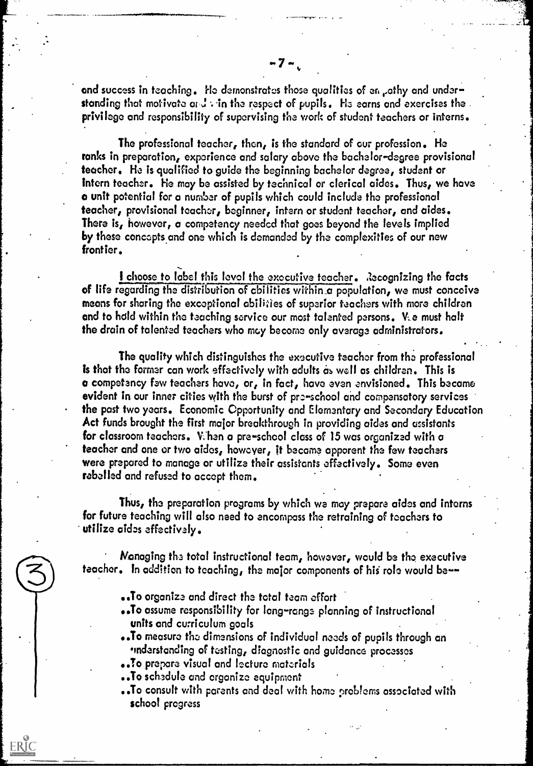and success in teaching. He demonstrates those qualities of empathy and understanding that motivate and win the respect of pupils. He earns and exercises the privilege and responsibility of supervising the work of student teachers or interns.

The professional teacher, then, is the standard of our profession. He ranks in preparation, experience and salary above the bachelor-degree provisional teacher. He is qualified to guide the beginning bachelor degree, student or intern teacher. He may be assisted by technical or clerical aides. Thus, we have a unit potential for a number of pupils which could include the professional teacher, provisional teacher, beginner, intern or student teacher, and aides. There is, however, a competency needed that goes beyond the levels implied by these concepts and one which is demanded by the complexities of our new frontier.

I choose to label this level the executive teacher. Recognizing the facts of life regarding the distribution of abilities within a population, we must conceive means for sharing the exceptional abilities of superior teachers with more children and to hold within the teaching service our most talented persons. We must halt the drain of talented teachers who may become only average administrators.

The quality which distinguishes the executive teacher from the professional is that the former can work effectively with adults as well as children. This is a competency few teachers have, or, in fact, have even envisioned. This became evident in our inner cities with the burst of pre-school and compensatory services the past two years. Economic Opportunity and Elementary and Secondary Education Act funds brought the first major breakthrough in providing aides and assistants for classroom teachers. When a pre-school class of 15 was organized with a teacher and one or two aides, however, it became apparent the few teachers were prepared to manage or utilize their assistants effectively. Some even rebelled and refused to accept them.

Thus, the preparation programs by which we may prepare aides and interns for future teaching will also need to encompass the retraining of teachers to utilize aides effectively.

Managing the total instructional team, however, would be the executive teacher. In addition to teaching, the major components of his role would be--

- ..To organize and direct the total team effort
- ..To assume responsibility for long-range planning of instructional units and curriculum goals
- ..To measure the dimensions of individual needs of pupils through an understanding of testing, diagnostic and guidance processes
- ..To prepare visual and lecture materials
- ..To schedule and organize equipment
- ..To consult with parents and deal with home problems associated with school progress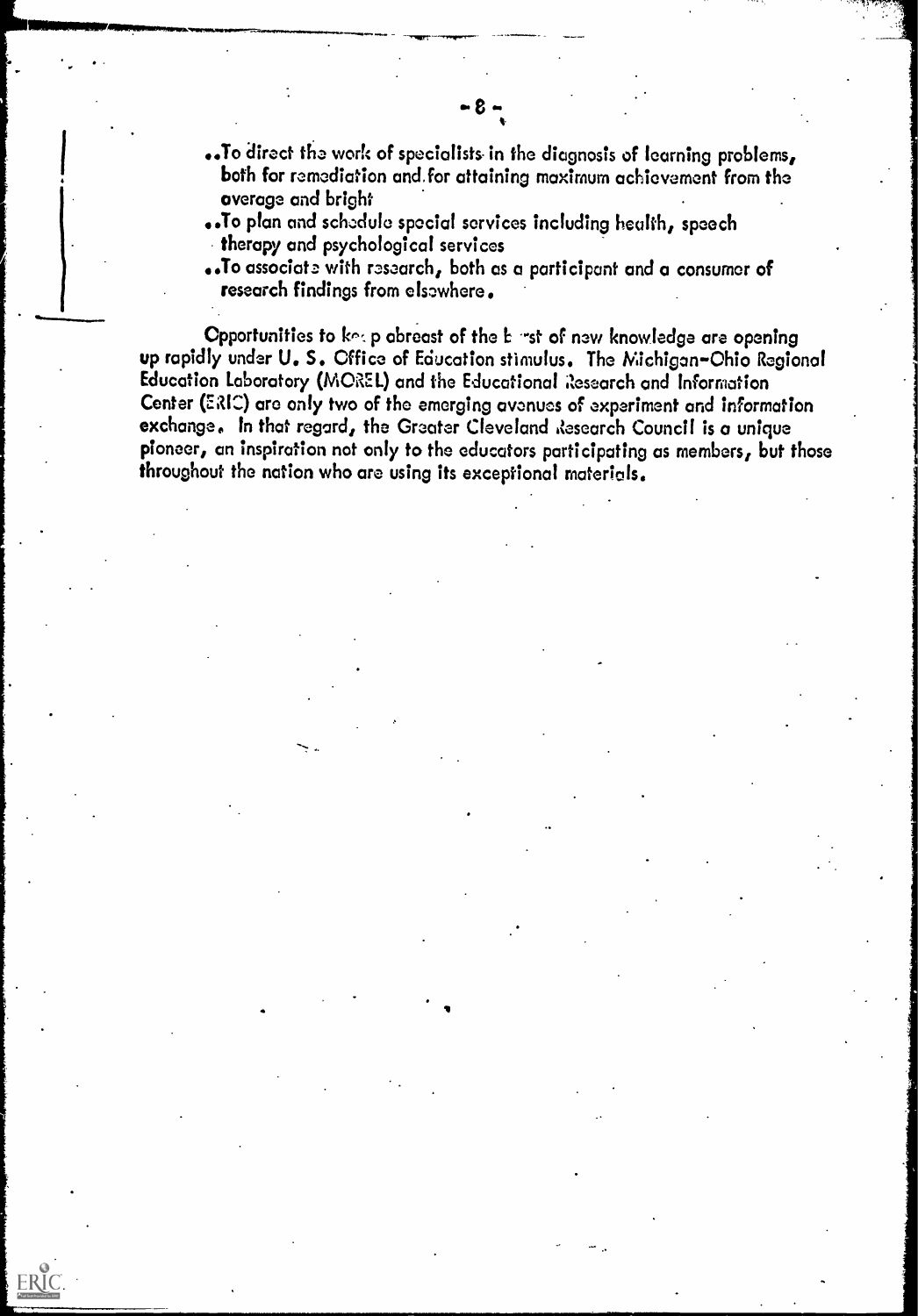..To direct the work of specialists in the diagnosis of learning problems, both for remediation and for attaining maximum achievement from the average and bright

..To plan and schedule special services including health, speech therapy and psychological services

..To associate with research, both as a participant and a consumer of research findings from elsewhere.

Opportunities to keep abreast of the best of new knowledge are opening up rapidly under U. S. Office of Education stimulus. The Michigan-Ohio Regional Education Laboratory (MOREL) and the Educational Research and Information Center (ERIC) are only two of the emerging avenues of experiment and information exchange. In that regard, the Greater Cleveland Research Council is a unique pioneer, an inspiration not only to the educators participating as members, but those throughout the nation who are using its exceptional materials.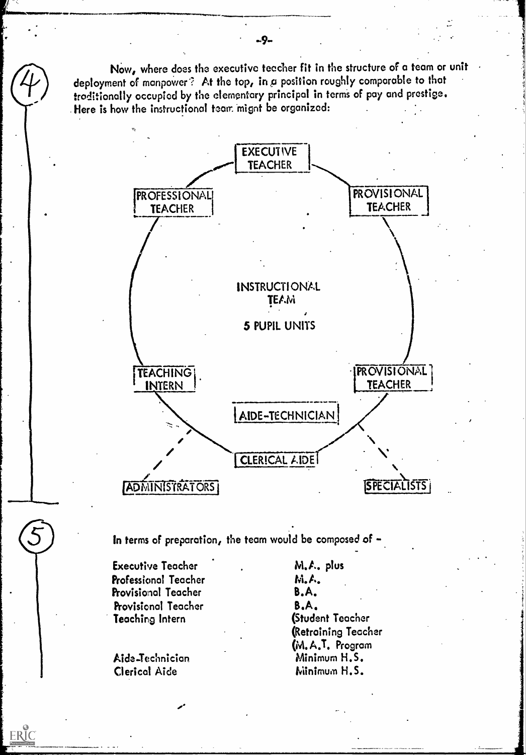Now, where does the executive teacher fit in the structure of a team or unit deployment of manpower? At the top, in a position roughly comparable to that traditionally occupied by the elementary principal in terms of pay and prestige. Here is how the instructional team might be organized:

EXECUTIVE TEACHER

PROFESSIONAL TEACHER

PROVISIONAL TEACHER

INSTRUCTIONAL TEAM

5 PUPIL UNITS

TEACHING INTERN

PROVISIONAL TEACHER

AIDE-TECHNICIAN

CLERICAL AIDE

ADMINISTRATORS

SPECIALISTS

In terms of preparation, the team would be composed of -

| | |
|---|---|
| Executive Teacher | M.A. plus |
| Professional Teacher | M.A. |
| Provisional Teacher | B.A. |
| Provisional Teacher | B.A. |
| Teaching Intern | (Student Teacher<br>(Retraining Teacher<br>(M.A.T. Program |
| Aide-Technician | Minimum H.S. |
| Clerical Aide | Minimum H.S. |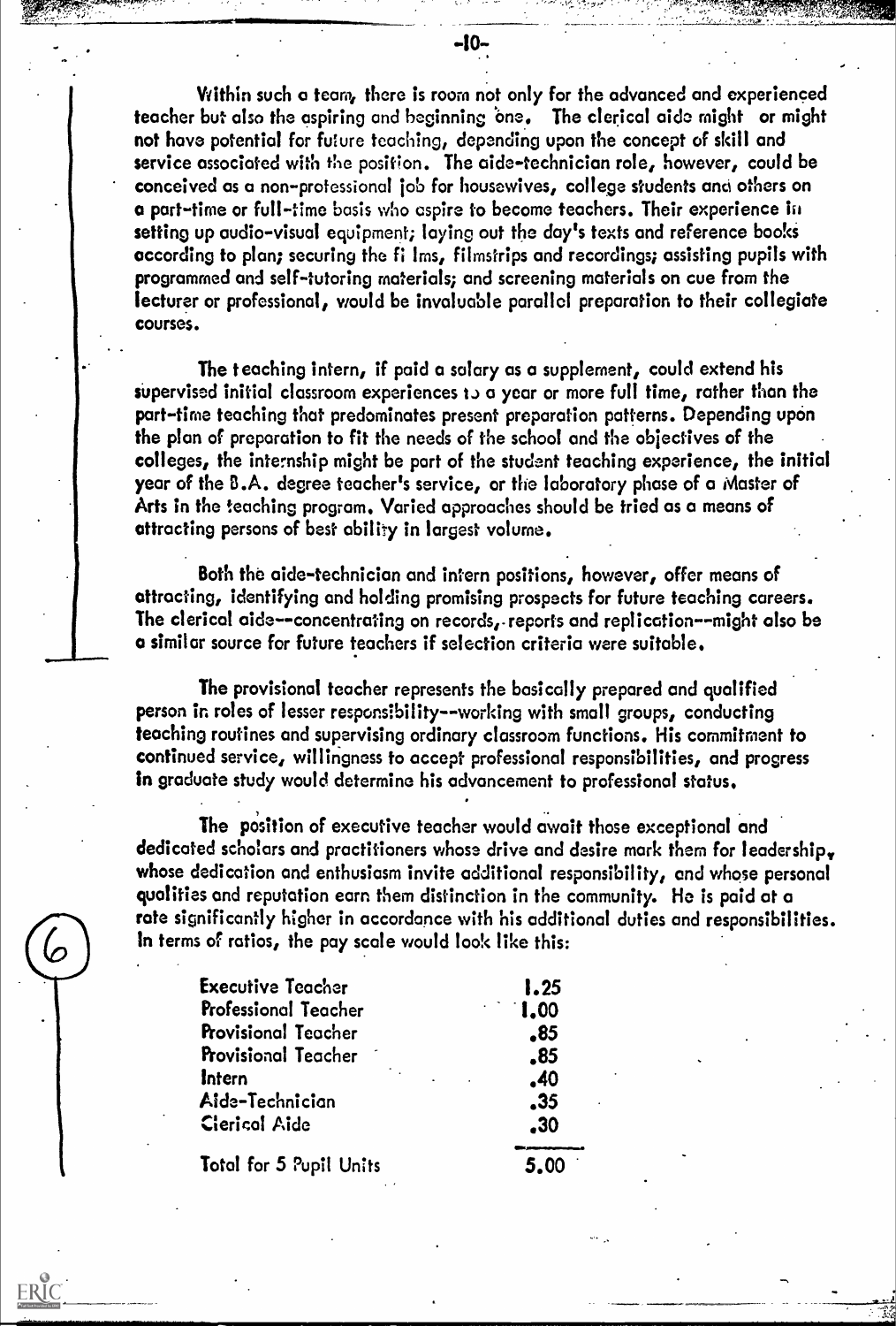Within such a team, there is room not only for the advanced and experienced teacher but also the aspiring and beginning one. The clerical aide might or might not have potential for future teaching, depending upon the concept of skill and service associated with the position. The aide-technician role, however, could be conceived as a non-professional job for housewives, college students and others on a part-time or full-time basis who aspire to become teachers. Their experience in setting up audio-visual equipment; laying out the day's texts and reference books according to plan; securing the films, filmstrips and recordings; assisting pupils with programmed and self-tutoring materials; and screening materials on cue from the lecturer or professional, would be invaluable parallel preparation to their collegiate courses.

The teaching intern, if paid a salary as a supplement, could extend his supervised initial classroom experiences to a year or more full time, rather than the part-time teaching that predominates present preparation patterns. Depending upon the plan of preparation to fit the needs of the school and the objectives of the colleges, the internship might be part of the student teaching experience, the initial year of the B.A. degree teacher's service, or the laboratory phase of a Master of Arts in the teaching program. Varied approaches should be tried as a means of attracting persons of best ability in largest volume.

Both the aide-technician and intern positions, however, offer means of attracting, identifying and holding promising prospects for future teaching careers. The clerical aide--concentrating on records, reports and replication--might also be a similar source for future teachers if selection criteria were suitable.

The provisional teacher represents the basically prepared and qualified person in roles of lesser responsibility--working with small groups, conducting teaching routines and supervising ordinary classroom functions. His commitment to continued service, willingness to accept professional responsibilities, and progress in graduate study would determine his advancement to professional status.

The position of executive teacher would await those exceptional and dedicated scholars and practitioners whose drive and desire mark them for leadership, whose dedication and enthusiasm invite additional responsibility, and whose personal qualities and reputation earn them distinction in the community. He is paid at a rate significantly higher in accordance with his additional duties and responsibilities. In terms of ratios, the pay scale would look like this:

| | |
|---|---|
| Executive Teacher | 1.25 |
| Professional Teacher | 1.00 |
| Provisional Teacher | .85 |
| Provisional Teacher | .85 |
| Intern | .40 |
| Aide-Technician | .35 |
| Clerical Aide | .30 |
| Total for 5 Pupil Units | 5.00 |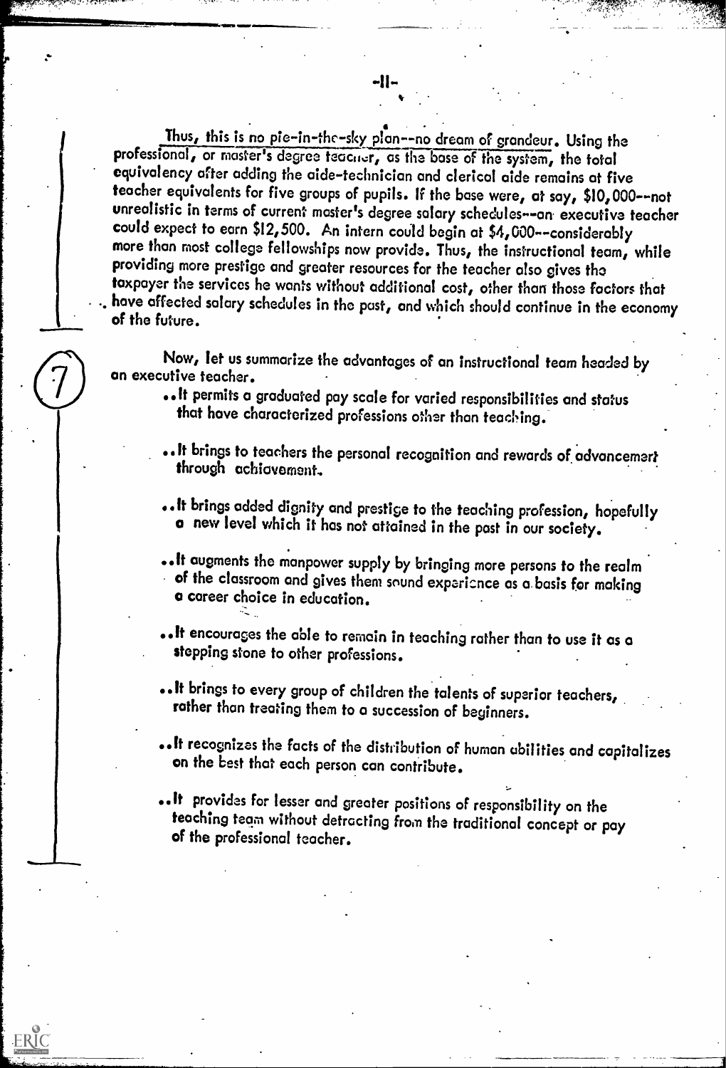Thus, this is no pie-in-the-sky plan--no dream of grandeur. Using the professional, or master's degree teacher, as the base of the system, the total equivalency after adding the aide-technician and clerical aide remains at five teacher equivalents for five groups of pupils. If the base were, at say, $10,000--not unrealistic in terms of current master's degree salary schedules--an executive teacher could expect to earn $12,500. An intern could begin at $4,000--considerably more than most college fellowships now provide. Thus, the instructional team, while providing more prestige and greater resources for the teacher also gives the taxpayer the services he wants without additional cost, other than those factors that have affected salary schedules in the past, and which should continue in the economy of the future.

(7)

Now, let us summarize the advantages of an instructional team headed by an executive teacher.

- ..It permits a graduated pay scale for varied responsibilities and status that have characterized professions other than teaching.
- ..It brings to teachers the personal recognition and rewards of advancement through achievement.
- ..It brings added dignity and prestige to the teaching profession, hopefully a new level which it has not attained in the past in our society.
- ..It augments the manpower supply by bringing more persons to the realm of the classroom and gives them sound experience as a basis for making a career choice in education.
- ..It encourages the able to remain in teaching rather than to use it as a stepping stone to other professions.
- ..It brings to every group of children the talents of superior teachers, rather than treating them to a succession of beginners.
- ..It recognizes the facts of the distribution of human abilities and capitalizes on the best that each person can contribute.
- ..It provides for lesser and greater positions of responsibility on the teaching team without detracting from the traditional concept or pay of the professional teacher.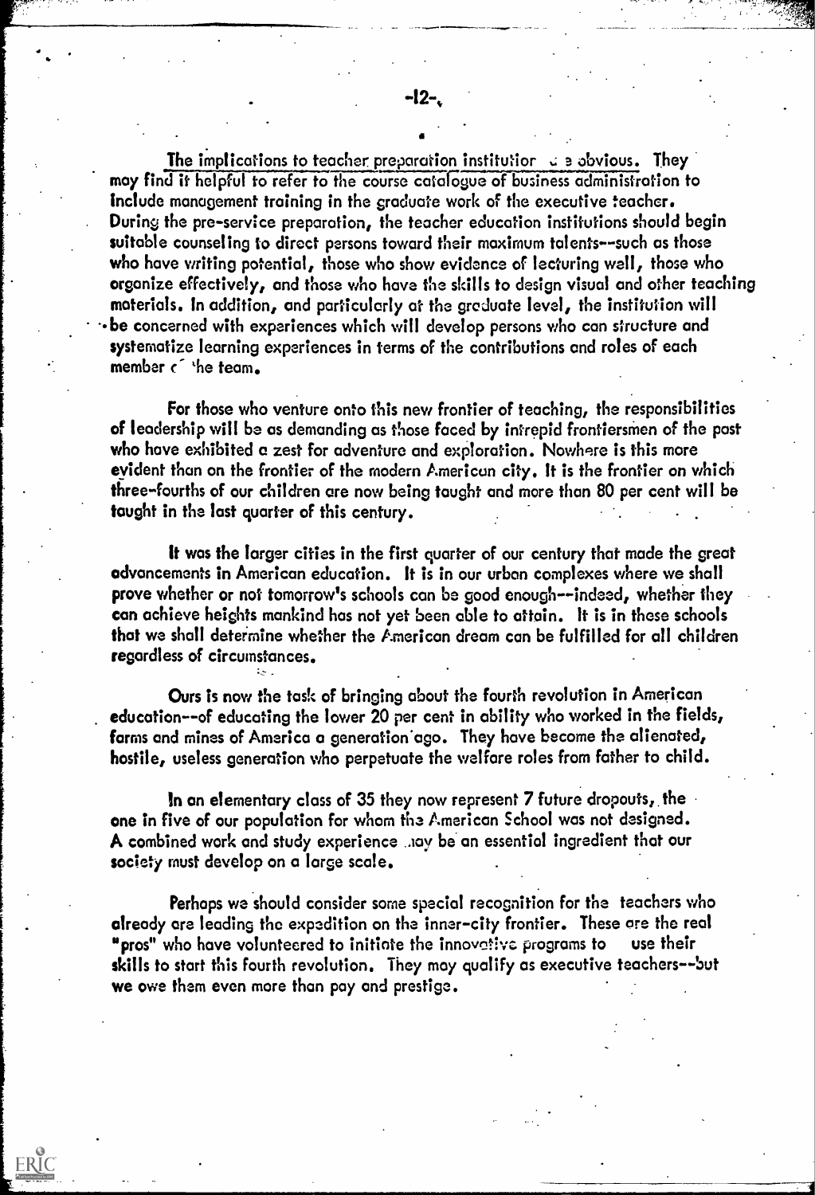The implications to teacher preparation institutions are obvious. They may find it helpful to refer to the course catalogue of business administration to include management training in the graduate work of the executive teacher. During the pre-service preparation, the teacher education institutions should begin suitable counseling to direct persons toward their maximum talents--such as those who have writing potential, those who show evidence of lecturing well, those who organize effectively, and those who have the skills to design visual and other teaching materials. In addition, and particularly at the graduate level, the institution will be concerned with experiences which will develop persons who can structure and systematize learning experiences in terms of the contributions and roles of each member of the team.

For those who venture onto this new frontier of teaching, the responsibilities of leadership will be as demanding as those faced by intrepid frontiersmen of the past who have exhibited a zest for adventure and exploration. Nowhere is this more evident than on the frontier of the modern American city. It is the frontier on which three-fourths of our children are now being taught and more than 80 per cent will be taught in the last quarter of this century.

It was the larger cities in the first quarter of our century that made the great advancements in American education. It is in our urban complexes where we shall prove whether or not tomorrow's schools can be good enough--indeed, whether they can achieve heights mankind has not yet been able to attain. It is in these schools that we shall determine whether the American dream can be fulfilled for all children regardless of circumstances.

Ours is now the task of bringing about the fourth revolution in American education--of educating the lower 20 per cent in ability who worked in the fields, farms and mines of America a generation ago. They have become the alienated, hostile, useless generation who perpetuate the welfare roles from father to child.

In an elementary class of 35 they now represent 7 future dropouts, the one in five of our population for whom the American School was not designed. A combined work and study experience may be an essential ingredient that our society must develop on a large scale.

Perhaps we should consider some special recognition for the teachers who already are leading the expedition on the inner-city frontier. These are the real "pros" who have volunteered to initiate the innovative programs to use their skills to start this fourth revolution. They may qualify as executive teachers--but we owe them even more than pay and prestige.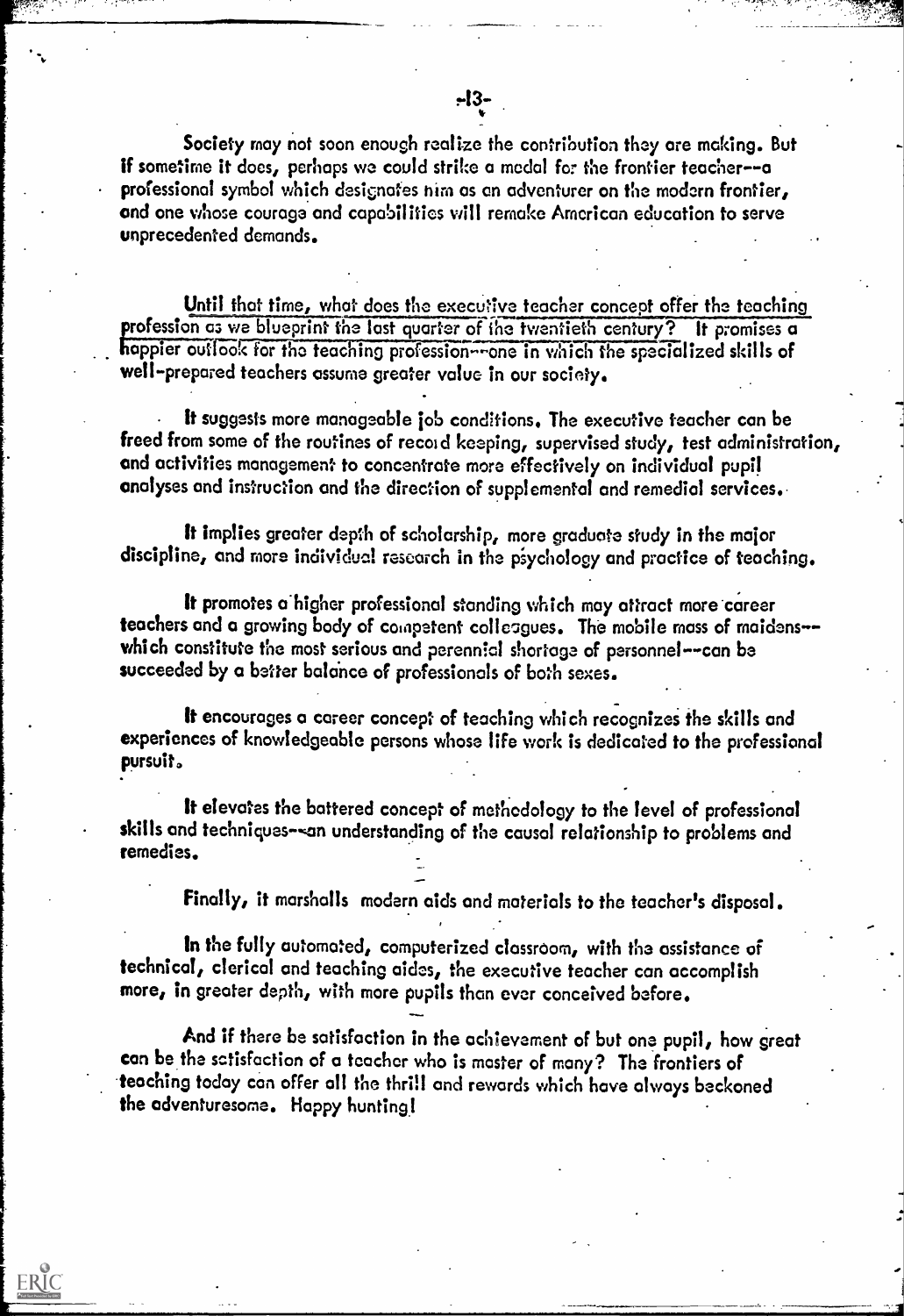Society may not soon enough realize the contribution they are making. But if sometime it does, perhaps we could strike a medal for the frontier teacher--a professional symbol which designates him as an adventurer on the modern frontier, and one whose courage and capabilities will remake American education to serve unprecedented demands.

Until that time, what does the executive teacher concept offer the teaching profession as we blueprint the last quarter of the twentieth century? It promises a happier outlook for the teaching profession--one in which the specialized skills of well-prepared teachers assume greater value in our society.

It suggests more manageable job conditions. The executive teacher can be freed from some of the routines of record keeping, supervised study, test administration, and activities management to concentrate more effectively on individual pupil analyses and instruction and the direction of supplemental and remedial services.

It implies greater depth of scholarship, more graduate study in the major discipline, and more individual research in the psychology and practice of teaching.

It promotes a higher professional standing which may attract more career teachers and a growing body of competent colleagues. The mobile mass of maidens--which constitute the most serious and perennial shortage of personnel--can be succeeded by a better balance of professionals of both sexes.

It encourages a career concept of teaching which recognizes the skills and experiences of knowledgeable persons whose life work is dedicated to the professional pursuit.

It elevates the battered concept of methodology to the level of professional skills and techniques--an understanding of the causal relationship to problems and remedies.

Finally, it marshalls modern aids and materials to the teacher's disposal.

In the fully automated, computerized classroom, with the assistance of technical, clerical and teaching aides, the executive teacher can accomplish more, in greater depth, with more pupils than ever conceived before.

And if there be satisfaction in the achievement of but one pupil, how great can be the satisfaction of a teacher who is master of many? The frontiers of teaching today can offer all the thrill and rewards which have always beckoned the adventuresome. Happy hunting!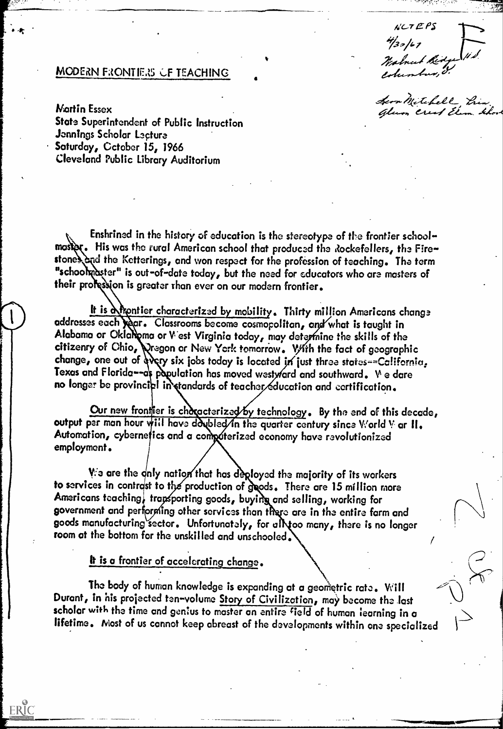NCTEPS
4/30/67
Walnut Ridge H.S.
Columbus, O.

Leon Mitchell Prin.
Glenn Crest Elem. School

## MODERN FRONTIERS OF TEACHING

Martin Essex
State Superintendent of Public Instruction
Jennings Scholar Lecture
Saturday, October 15, 1966
Cleveland Public Library Auditorium

Enshrined in the history of education is the stereotype of the frontier schoolmaster. His was the rural American school that produced the Rockefellers, the Firestones and the Ketterings, and won respect for the profession of teaching. The term "schoolmaster" is out-of-date today, but the need for educators who are masters of their profession is greater than ever on our modern frontier.

It is a frontier characterized by mobility. Thirty million Americans change addresses each year. Classrooms become cosmopolitan, and what is taught in Alabama or Oklahoma or West Virginia today, may determine the skills of the citizenry of Ohio, Oregon or New York tomorrow. With the fact of geographic change, one out of every six jobs today is located in just three states--California, Texas and Florida--as population has moved westward and southward. We dare no longer be provincial in standards of teacher education and certification.

Our new frontier is characterized by technology. By the end of this decade, output per man hour will have doubled in the quarter century since World War II. Automation, cybernetics and a computerized economy have revolutionized employment.

We are the only nation that has deployed the majority of its workers to services in contrast to the production of goods. There are 15 million more Americans teaching, transporting goods, buying and selling, working for government and performing other services than there are in the entire farm and goods manufacturing sector. Unfortunately, for all too many, there is no longer room at the bottom for the unskilled and unschooled.

It is a frontier of accelerating change.

The body of human knowledge is expanding at a geometric rate. Will Durant, in his projected ten-volume Story of Civilization, may become the last scholar with the time and genius to master an entire field of human learning in a lifetime. Most of us cannot keep abreast of the developments within one specialized